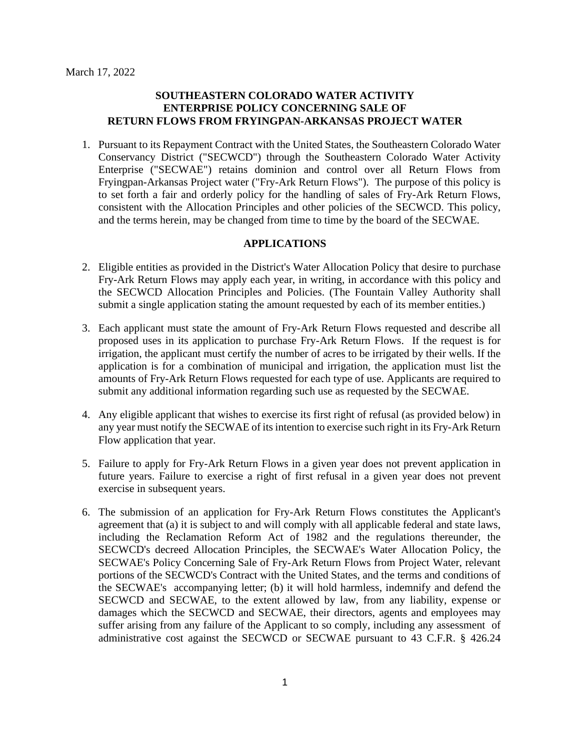March 17, 2022

**SOUTHEASTERN COLORADO WATER ACTIVITY ENTERPRISE POLICY CONCERNING SALE OF RETURN FLOWS FROM FRYINGPAN-ARKANSAS PROJECT WATER**

1. Pursuant to its Repayment Contract with the United States, the Southeastern Colorado Water Conservancy District ("SECWCD") through the Southeastern Colorado Water Activity Enterprise ("SECWAE") retains dominion and control over all Return Flows from Fryingpan-Arkansas Project water ("Fry-Ark Return Flows"). The purpose of this policy is to set forth a fair and orderly policy for the handling of sales of Fry-Ark Return Flows, consistent with the Allocation Principles and other policies of the SECWCD. This policy, and the terms herein, may be changed from time to time by the board of the SECWAE.

## APPLICATIONS

2. Eligible entities as provided in the District's Water Allocation Policy that desire to purchase Fry-Ark Return Flows may apply each year, in writing, in accordance with this policy and the SECWCD Allocation Principles and Policies. (The Fountain Valley Authority shall submit a single application stating the amount requested by each of its member entities.)

3. Each applicant must state the amount of Fry-Ark Return Flows requested and describe all proposed uses in its application to purchase Fry-Ark Return Flows. If the request is for irrigation, the applicant must certify the number of acres to be irrigated by their wells. If the application is for a combination of municipal and irrigation, the application must list the amounts of Fry-Ark Return Flows requested for each type of use. Applicants are required to submit any additional information regarding such use as requested by the SECWAE.

4. Any eligible applicant that wishes to exercise its first right of refusal (as provided below) in any year must notify the SECWAE of its intention to exercise such right in its Fry-Ark Return Flow application that year.

5. Failure to apply for Fry-Ark Return Flows in a given year does not prevent application in future years. Failure to exercise a right of first refusal in a given year does not prevent exercise in subsequent years.

6. The submission of an application for Fry-Ark Return Flows constitutes the Applicant's agreement that (a) it is subject to and will comply with all applicable federal and state laws, including the Reclamation Reform Act of 1982 and the regulations thereunder, the SECWCD's decreed Allocation Principles, the SECWAE's Water Allocation Policy, the SECWAE's Policy Concerning Sale of Fry-Ark Return Flows from Project Water, relevant portions of the SECWCD's Contract with the United States, and the terms and conditions of the SECWAE's accompanying letter; (b) it will hold harmless, indemnify and defend the SECWCD and SECWAE, to the extent allowed by law, from any liability, expense or damages which the SECWCD and SECWAE, their directors, agents and employees may suffer arising from any failure of the Applicant to so comply, including any assessment of administrative cost against the SECWCD or SECWAE pursuant to 43 C.F.R. § 426.24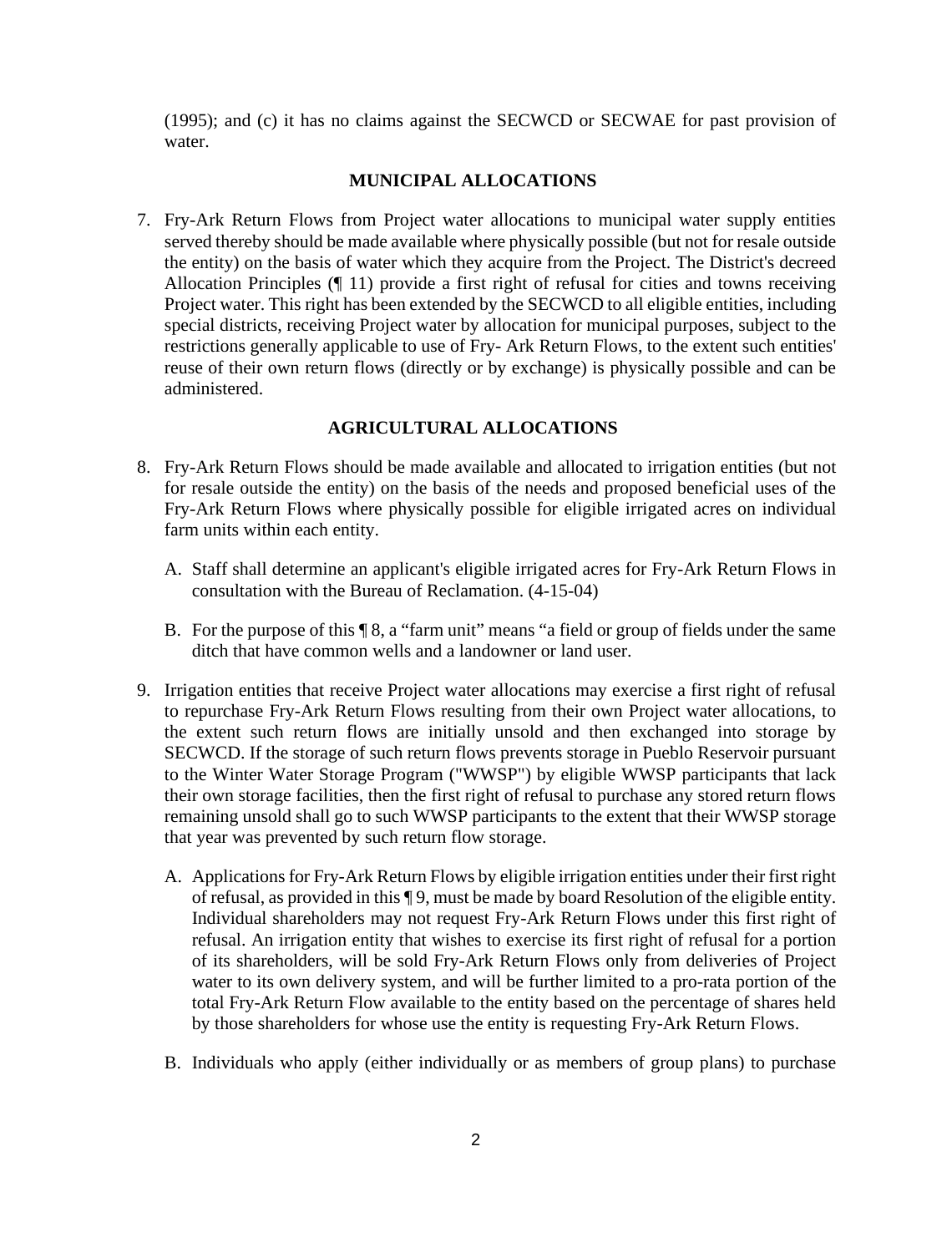(1995); and (c) it has no claims against the SECWCD or SECWAE for past provision of water.

## MUNICIPAL ALLOCATIONS

7. Fry-Ark Return Flows from Project water allocations to municipal water supply entities served thereby should be made available where physically possible (but not for resale outside the entity) on the basis of water which they acquire from the Project. The District's decreed Allocation Principles (¶ 11) provide a first right of refusal for cities and towns receiving Project water. This right has been extended by the SECWCD to all eligible entities, including special districts, receiving Project water by allocation for municipal purposes, subject to the restrictions generally applicable to use of Fry- Ark Return Flows, to the extent such entities' reuse of their own return flows (directly or by exchange) is physically possible and can be administered.

## AGRICULTURAL ALLOCATIONS

8. Fry-Ark Return Flows should be made available and allocated to irrigation entities (but not for resale outside the entity) on the basis of the needs and proposed beneficial uses of the Fry-Ark Return Flows where physically possible for eligible irrigated acres on individual farm units within each entity.

   A. Staff shall determine an applicant's eligible irrigated acres for Fry-Ark Return Flows in consultation with the Bureau of Reclamation. (4-15-04)

   B. For the purpose of this ¶ 8, a "farm unit" means "a field or group of fields under the same ditch that have common wells and a landowner or land user.

9. Irrigation entities that receive Project water allocations may exercise a first right of refusal to repurchase Fry-Ark Return Flows resulting from their own Project water allocations, to the extent such return flows are initially unsold and then exchanged into storage by SECWCD. If the storage of such return flows prevents storage in Pueblo Reservoir pursuant to the Winter Water Storage Program ("WWSP") by eligible WWSP participants that lack their own storage facilities, then the first right of refusal to purchase any stored return flows remaining unsold shall go to such WWSP participants to the extent that their WWSP storage that year was prevented by such return flow storage.

   A. Applications for Fry-Ark Return Flows by eligible irrigation entities under their first right of refusal, as provided in this ¶ 9, must be made by board Resolution of the eligible entity. Individual shareholders may not request Fry-Ark Return Flows under this first right of refusal. An irrigation entity that wishes to exercise its first right of refusal for a portion of its shareholders, will be sold Fry-Ark Return Flows only from deliveries of Project water to its own delivery system, and will be further limited to a pro-rata portion of the total Fry-Ark Return Flow available to the entity based on the percentage of shares held by those shareholders for whose use the entity is requesting Fry-Ark Return Flows.

   B. Individuals who apply (either individually or as members of group plans) to purchase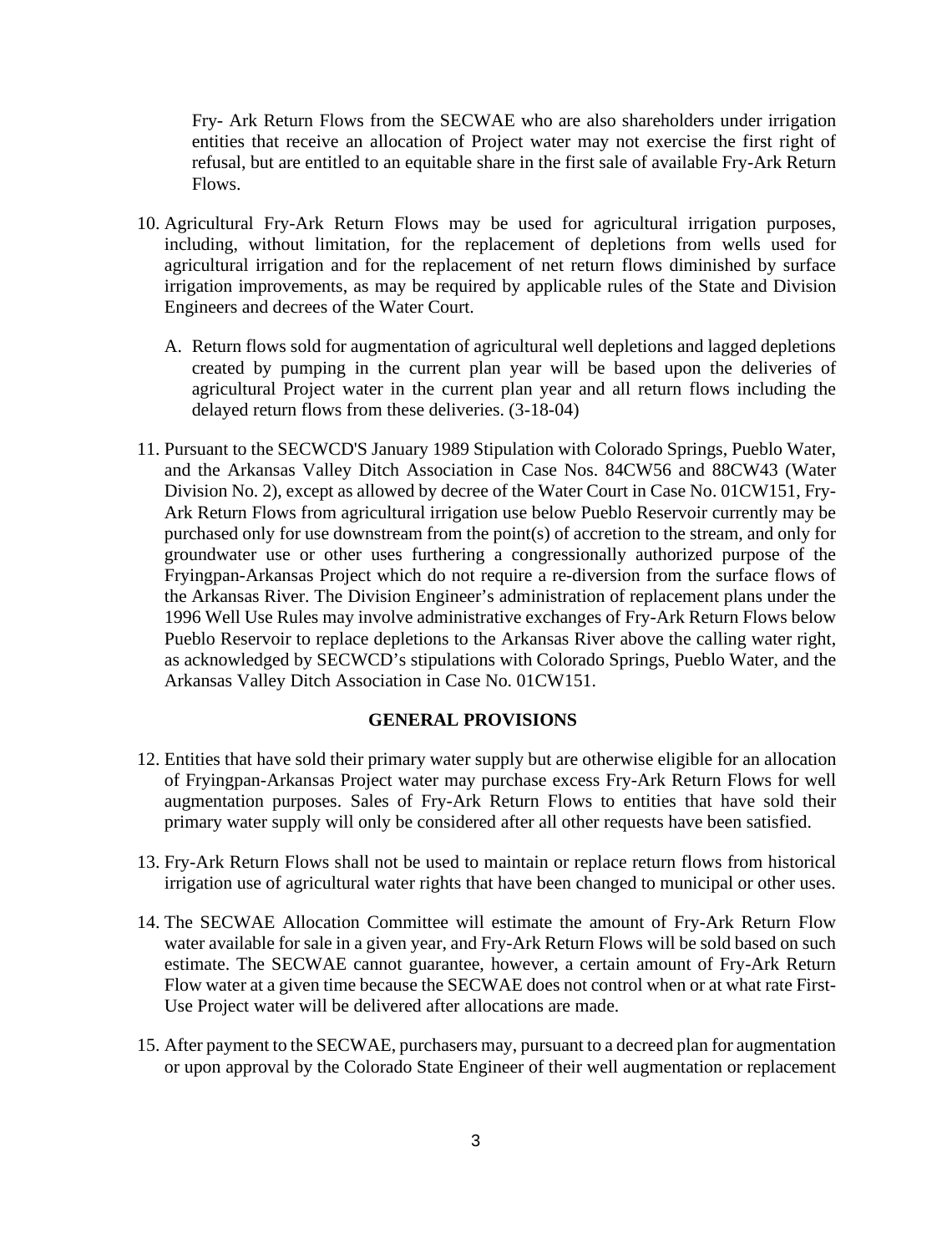Fry- Ark Return Flows from the SECWAE who are also shareholders under irrigation entities that receive an allocation of Project water may not exercise the first right of refusal, but are entitled to an equitable share in the first sale of available Fry-Ark Return Flows.

10. Agricultural Fry-Ark Return Flows may be used for agricultural irrigation purposes, including, without limitation, for the replacement of depletions from wells used for agricultural irrigation and for the replacement of net return flows diminished by surface irrigation improvements, as may be required by applicable rules of the State and Division Engineers and decrees of the Water Court.

    A. Return flows sold for augmentation of agricultural well depletions and lagged depletions created by pumping in the current plan year will be based upon the deliveries of agricultural Project water in the current plan year and all return flows including the delayed return flows from these deliveries. (3-18-04)

11. Pursuant to the SECWCD'S January 1989 Stipulation with Colorado Springs, Pueblo Water, and the Arkansas Valley Ditch Association in Case Nos. 84CW56 and 88CW43 (Water Division No. 2), except as allowed by decree of the Water Court in Case No. 01CW151, Fry-Ark Return Flows from agricultural irrigation use below Pueblo Reservoir currently may be purchased only for use downstream from the point(s) of accretion to the stream, and only for groundwater use or other uses furthering a congressionally authorized purpose of the Fryingpan-Arkansas Project which do not require a re-diversion from the surface flows of the Arkansas River. The Division Engineer's administration of replacement plans under the 1996 Well Use Rules may involve administrative exchanges of Fry-Ark Return Flows below Pueblo Reservoir to replace depletions to the Arkansas River above the calling water right, as acknowledged by SECWCD's stipulations with Colorado Springs, Pueblo Water, and the Arkansas Valley Ditch Association in Case No. 01CW151.

**GENERAL PROVISIONS**

12. Entities that have sold their primary water supply but are otherwise eligible for an allocation of Fryingpan-Arkansas Project water may purchase excess Fry-Ark Return Flows for well augmentation purposes. Sales of Fry-Ark Return Flows to entities that have sold their primary water supply will only be considered after all other requests have been satisfied.

13. Fry-Ark Return Flows shall not be used to maintain or replace return flows from historical irrigation use of agricultural water rights that have been changed to municipal or other uses.

14. The SECWAE Allocation Committee will estimate the amount of Fry-Ark Return Flow water available for sale in a given year, and Fry-Ark Return Flows will be sold based on such estimate. The SECWAE cannot guarantee, however, a certain amount of Fry-Ark Return Flow water at a given time because the SECWAE does not control when or at what rate First-Use Project water will be delivered after allocations are made.

15. After payment to the SECWAE, purchasers may, pursuant to a decreed plan for augmentation or upon approval by the Colorado State Engineer of their well augmentation or replacement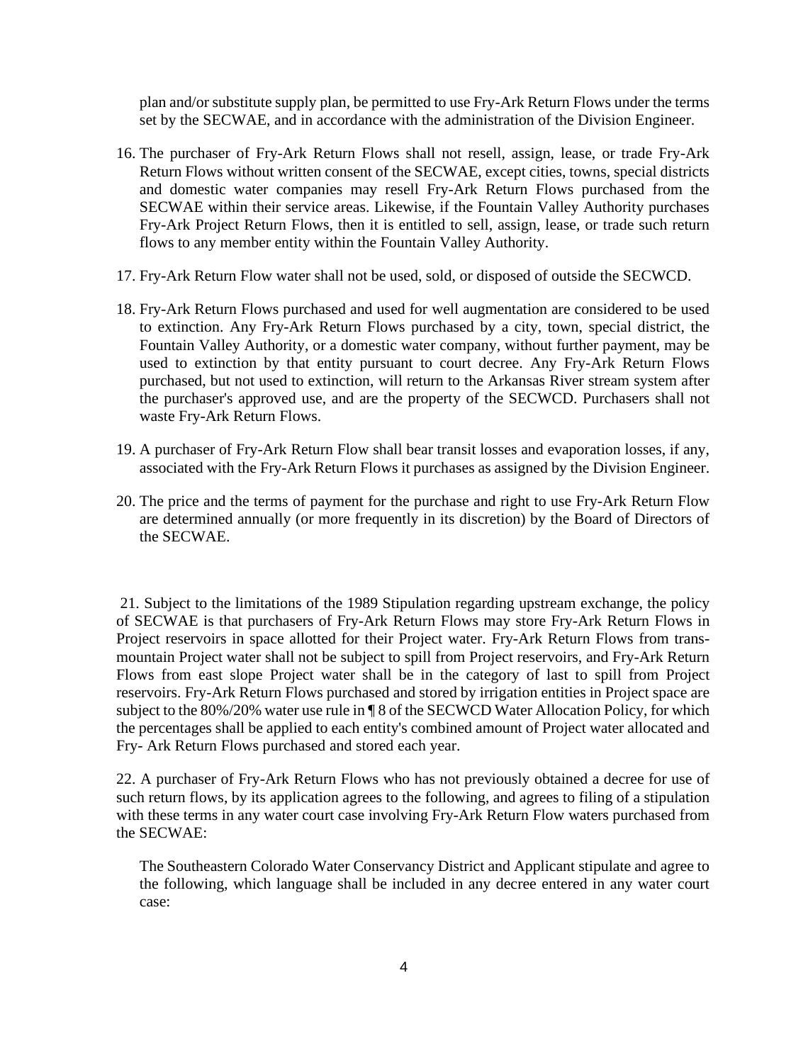plan and/or substitute supply plan, be permitted to use Fry-Ark Return Flows under the terms set by the SECWAE, and in accordance with the administration of the Division Engineer.

16. The purchaser of Fry-Ark Return Flows shall not resell, assign, lease, or trade Fry-Ark Return Flows without written consent of the SECWAE, except cities, towns, special districts and domestic water companies may resell Fry-Ark Return Flows purchased from the SECWAE within their service areas. Likewise, if the Fountain Valley Authority purchases Fry-Ark Project Return Flows, then it is entitled to sell, assign, lease, or trade such return flows to any member entity within the Fountain Valley Authority.

17. Fry-Ark Return Flow water shall not be used, sold, or disposed of outside the SECWCD.

18. Fry-Ark Return Flows purchased and used for well augmentation are considered to be used to extinction. Any Fry-Ark Return Flows purchased by a city, town, special district, the Fountain Valley Authority, or a domestic water company, without further payment, may be used to extinction by that entity pursuant to court decree. Any Fry-Ark Return Flows purchased, but not used to extinction, will return to the Arkansas River stream system after the purchaser's approved use, and are the property of the SECWCD. Purchasers shall not waste Fry-Ark Return Flows.

19. A purchaser of Fry-Ark Return Flow shall bear transit losses and evaporation losses, if any, associated with the Fry-Ark Return Flows it purchases as assigned by the Division Engineer.

20. The price and the terms of payment for the purchase and right to use Fry-Ark Return Flow are determined annually (or more frequently in its discretion) by the Board of Directors of the SECWAE.

21. Subject to the limitations of the 1989 Stipulation regarding upstream exchange, the policy of SECWAE is that purchasers of Fry-Ark Return Flows may store Fry-Ark Return Flows in Project reservoirs in space allotted for their Project water. Fry-Ark Return Flows from trans-mountain Project water shall not be subject to spill from Project reservoirs, and Fry-Ark Return Flows from east slope Project water shall be in the category of last to spill from Project reservoirs. Fry-Ark Return Flows purchased and stored by irrigation entities in Project space are subject to the 80%/20% water use rule in ¶ 8 of the SECWCD Water Allocation Policy, for which the percentages shall be applied to each entity's combined amount of Project water allocated and Fry- Ark Return Flows purchased and stored each year.

22. A purchaser of Fry-Ark Return Flows who has not previously obtained a decree for use of such return flows, by its application agrees to the following, and agrees to filing of a stipulation with these terms in any water court case involving Fry-Ark Return Flow waters purchased from the SECWAE:

> The Southeastern Colorado Water Conservancy District and Applicant stipulate and agree to the following, which language shall be included in any decree entered in any water court case: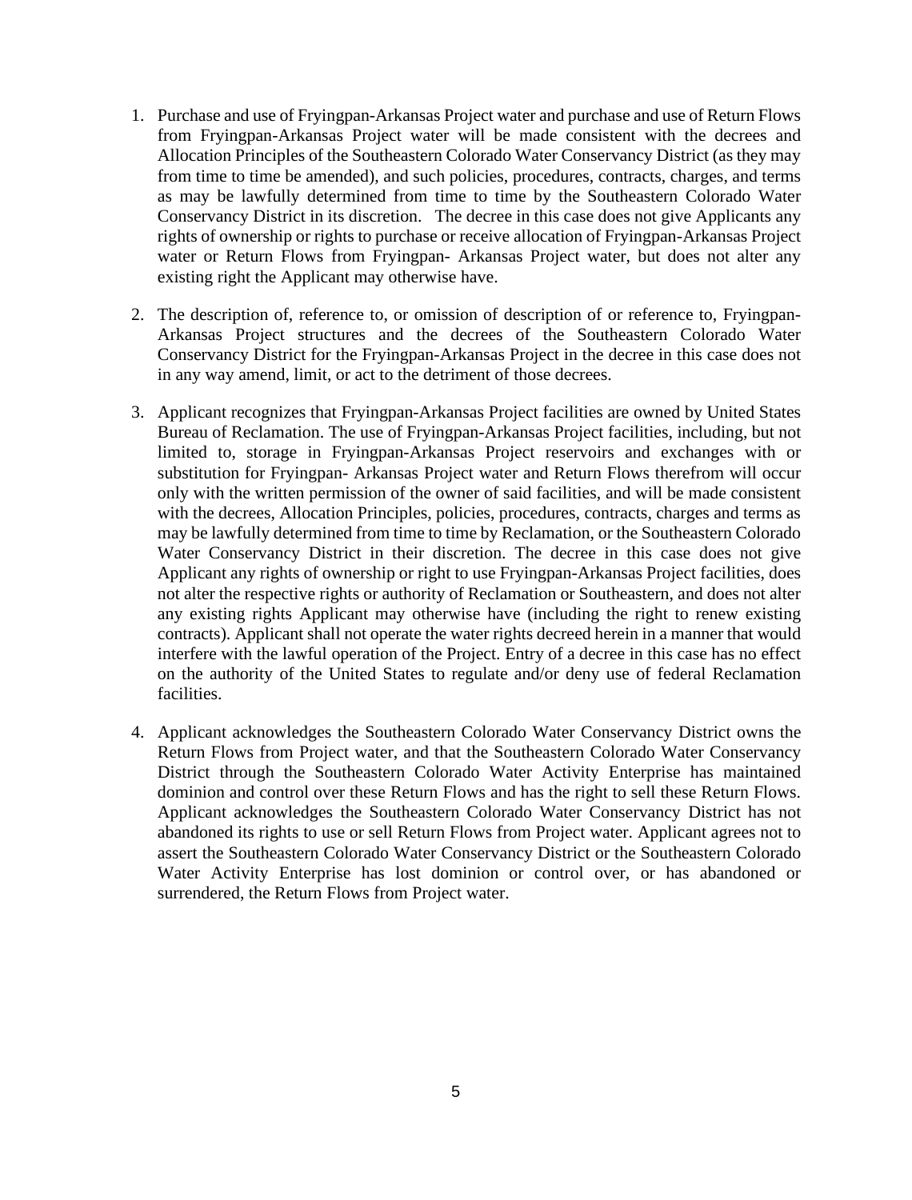1. Purchase and use of Fryingpan-Arkansas Project water and purchase and use of Return Flows from Fryingpan-Arkansas Project water will be made consistent with the decrees and Allocation Principles of the Southeastern Colorado Water Conservancy District (as they may from time to time be amended), and such policies, procedures, contracts, charges, and terms as may be lawfully determined from time to time by the Southeastern Colorado Water Conservancy District in its discretion. The decree in this case does not give Applicants any rights of ownership or rights to purchase or receive allocation of Fryingpan-Arkansas Project water or Return Flows from Fryingpan- Arkansas Project water, but does not alter any existing right the Applicant may otherwise have.

2. The description of, reference to, or omission of description of or reference to, Fryingpan-Arkansas Project structures and the decrees of the Southeastern Colorado Water Conservancy District for the Fryingpan-Arkansas Project in the decree in this case does not in any way amend, limit, or act to the detriment of those decrees.

3. Applicant recognizes that Fryingpan-Arkansas Project facilities are owned by United States Bureau of Reclamation. The use of Fryingpan-Arkansas Project facilities, including, but not limited to, storage in Fryingpan-Arkansas Project reservoirs and exchanges with or substitution for Fryingpan- Arkansas Project water and Return Flows therefrom will occur only with the written permission of the owner of said facilities, and will be made consistent with the decrees, Allocation Principles, policies, procedures, contracts, charges and terms as may be lawfully determined from time to time by Reclamation, or the Southeastern Colorado Water Conservancy District in their discretion. The decree in this case does not give Applicant any rights of ownership or right to use Fryingpan-Arkansas Project facilities, does not alter the respective rights or authority of Reclamation or Southeastern, and does not alter any existing rights Applicant may otherwise have (including the right to renew existing contracts). Applicant shall not operate the water rights decreed herein in a manner that would interfere with the lawful operation of the Project. Entry of a decree in this case has no effect on the authority of the United States to regulate and/or deny use of federal Reclamation facilities.

4. Applicant acknowledges the Southeastern Colorado Water Conservancy District owns the Return Flows from Project water, and that the Southeastern Colorado Water Conservancy District through the Southeastern Colorado Water Activity Enterprise has maintained dominion and control over these Return Flows and has the right to sell these Return Flows. Applicant acknowledges the Southeastern Colorado Water Conservancy District has not abandoned its rights to use or sell Return Flows from Project water. Applicant agrees not to assert the Southeastern Colorado Water Conservancy District or the Southeastern Colorado Water Activity Enterprise has lost dominion or control over, or has abandoned or surrendered, the Return Flows from Project water.